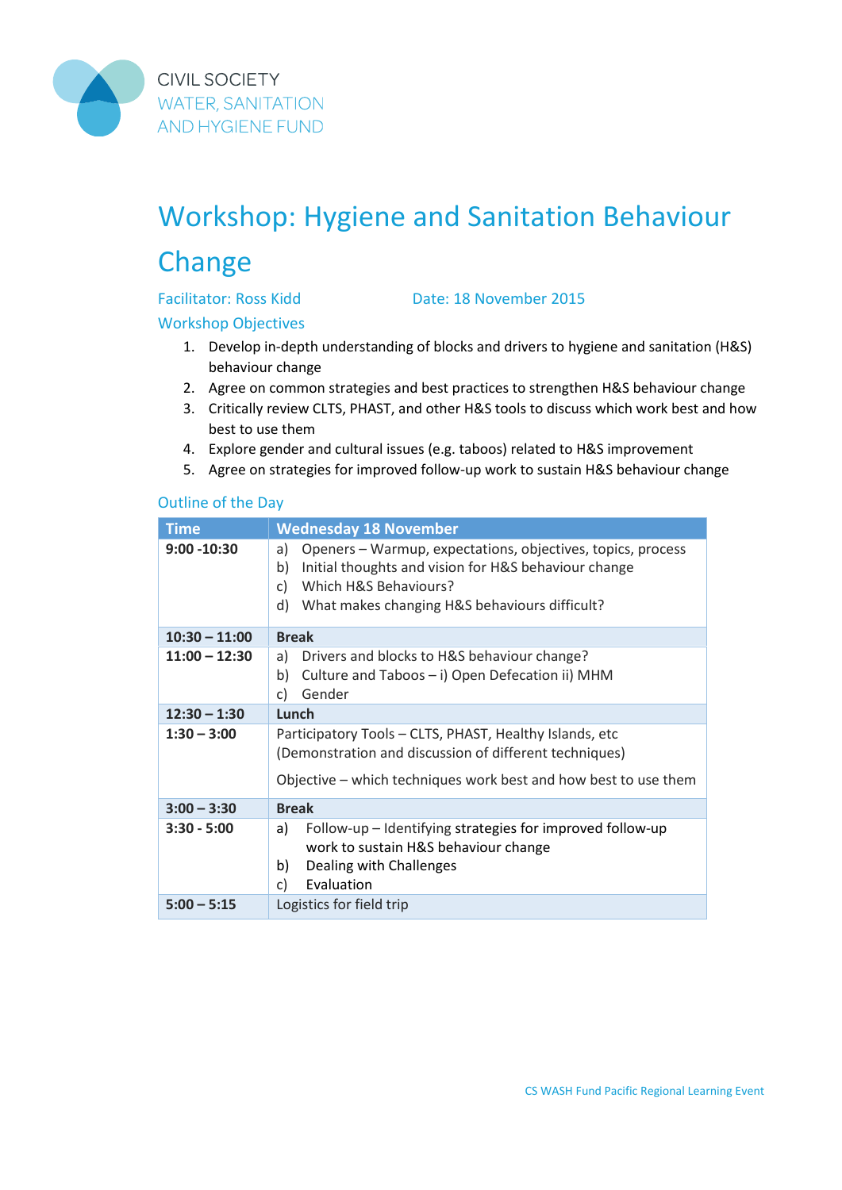CIVIL SOCIETY
WATER, SANITATION
AND HYGIENE FUND

# Workshop: Hygiene and Sanitation Behaviour Change

Facilitator: Ross Kidd    Date: 18 November 2015

## Workshop Objectives

1. Develop in-depth understanding of blocks and drivers to hygiene and sanitation (H&S) behaviour change
2. Agree on common strategies and best practices to strengthen H&S behaviour change
3. Critically review CLTS, PHAST, and other H&S tools to discuss which work best and how best to use them
4. Explore gender and cultural issues (e.g. taboos) related to H&S improvement
5. Agree on strategies for improved follow-up work to sustain H&S behaviour change

## Outline of the Day

| Time | Wednesday 18 November |
|---|---|
| **9:00 -10:30** | a) Openers – Warmup, expectations, objectives, topics, process<br>b) Initial thoughts and vision for H&S behaviour change<br>c) Which H&S Behaviours?<br>d) What makes changing H&S behaviours difficult? |
| **10:30 – 11:00** | **Break** |
| **11:00 – 12:30** | a) Drivers and blocks to H&S behaviour change?<br>b) Culture and Taboos – i) Open Defecation ii) MHM<br>c) Gender |
| **12:30 – 1:30** | **Lunch** |
| **1:30 – 3:00** | Participatory Tools – CLTS, PHAST, Healthy Islands, etc<br>(Demonstration and discussion of different techniques)<br><br>Objective – which techniques work best and how best to use them |
| **3:00 – 3:30** | **Break** |
| **3:30 - 5:00** | a) Follow-up – Identifying strategies for improved follow-up work to sustain H&S behaviour change<br>b) Dealing with Challenges<br>c) Evaluation |
| **5:00 – 5:15** | Logistics for field trip |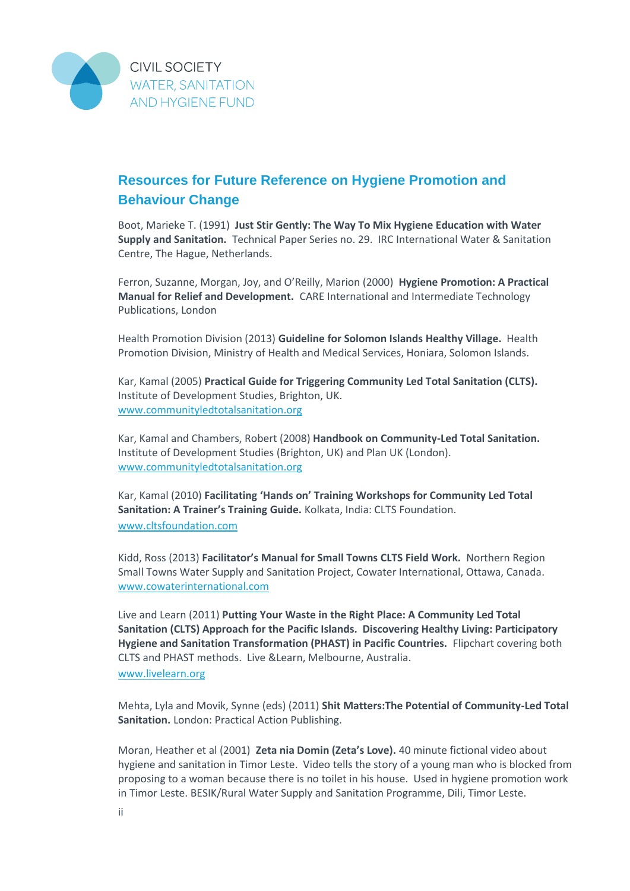CIVIL SOCIETY
WATER, SANITATION
AND HYGIENE FUND

## Resources for Future Reference on Hygiene Promotion and Behaviour Change

Boot, Marieke T. (1991) **Just Stir Gently: The Way To Mix Hygiene Education with Water Supply and Sanitation.** Technical Paper Series no. 29. IRC International Water & Sanitation Centre, The Hague, Netherlands.

Ferron, Suzanne, Morgan, Joy, and O'Reilly, Marion (2000) **Hygiene Promotion: A Practical Manual for Relief and Development.** CARE International and Intermediate Technology Publications, London

Health Promotion Division (2013) **Guideline for Solomon Islands Healthy Village.** Health Promotion Division, Ministry of Health and Medical Services, Honiara, Solomon Islands.

Kar, Kamal (2005) **Practical Guide for Triggering Community Led Total Sanitation (CLTS).** Institute of Development Studies, Brighton, UK. www.communityledtotalsanitation.org

Kar, Kamal and Chambers, Robert (2008) **Handbook on Community-Led Total Sanitation.** Institute of Development Studies (Brighton, UK) and Plan UK (London). www.communityledtotalsanitation.org

Kar, Kamal (2010) **Facilitating 'Hands on' Training Workshops for Community Led Total Sanitation: A Trainer's Training Guide.** Kolkata, India: CLTS Foundation. www.cltsfoundation.com

Kidd, Ross (2013) **Facilitator's Manual for Small Towns CLTS Field Work.** Northern Region Small Towns Water Supply and Sanitation Project, Cowater International, Ottawa, Canada. www.cowaterinternational.com

Live and Learn (2011) **Putting Your Waste in the Right Place: A Community Led Total Sanitation (CLTS) Approach for the Pacific Islands. Discovering Healthy Living: Participatory Hygiene and Sanitation Transformation (PHAST) in Pacific Countries.** Flipchart covering both CLTS and PHAST methods. Live &Learn, Melbourne, Australia. www.livelearn.org

Mehta, Lyla and Movik, Synne (eds) (2011) **Shit Matters:The Potential of Community-Led Total Sanitation.** London: Practical Action Publishing.

Moran, Heather et al (2001) **Zeta nia Domin (Zeta's Love).** 40 minute fictional video about hygiene and sanitation in Timor Leste. Video tells the story of a young man who is blocked from proposing to a woman because there is no toilet in his house. Used in hygiene promotion work in Timor Leste. BESIK/Rural Water Supply and Sanitation Programme, Dili, Timor Leste.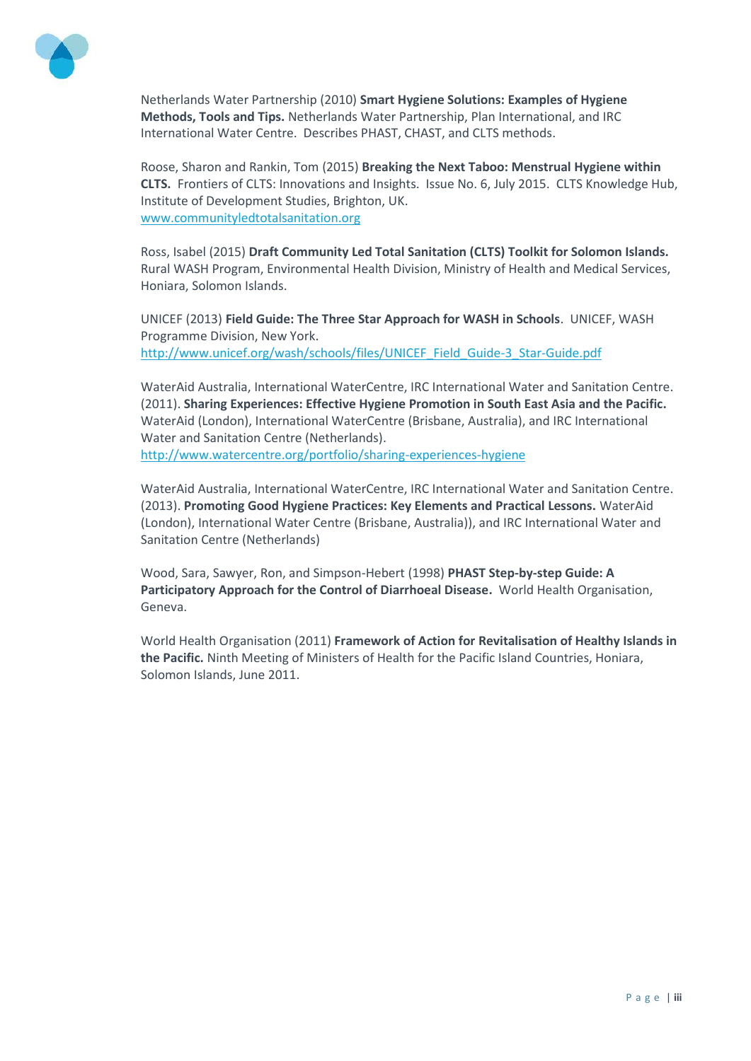Netherlands Water Partnership (2010) **Smart Hygiene Solutions: Examples of Hygiene Methods, Tools and Tips.** Netherlands Water Partnership, Plan International, and IRC International Water Centre. Describes PHAST, CHAST, and CLTS methods.

Roose, Sharon and Rankin, Tom (2015) **Breaking the Next Taboo: Menstrual Hygiene within CLTS.** Frontiers of CLTS: Innovations and Insights. Issue No. 6, July 2015. CLTS Knowledge Hub, Institute of Development Studies, Brighton, UK.
www.communityledtotalsanitation.org

Ross, Isabel (2015) **Draft Community Led Total Sanitation (CLTS) Toolkit for Solomon Islands.** Rural WASH Program, Environmental Health Division, Ministry of Health and Medical Services, Honiara, Solomon Islands.

UNICEF (2013) **Field Guide: The Three Star Approach for WASH in Schools**. UNICEF, WASH Programme Division, New York.
http://www.unicef.org/wash/schools/files/UNICEF_Field_Guide-3_Star-Guide.pdf

WaterAid Australia, International WaterCentre, IRC International Water and Sanitation Centre. (2011). **Sharing Experiences: Effective Hygiene Promotion in South East Asia and the Pacific.** WaterAid (London), International WaterCentre (Brisbane, Australia), and IRC International Water and Sanitation Centre (Netherlands).
http://www.watercentre.org/portfolio/sharing-experiences-hygiene

WaterAid Australia, International WaterCentre, IRC International Water and Sanitation Centre. (2013). **Promoting Good Hygiene Practices: Key Elements and Practical Lessons.** WaterAid (London), International Water Centre (Brisbane, Australia)), and IRC International Water and Sanitation Centre (Netherlands)

Wood, Sara, Sawyer, Ron, and Simpson-Hebert (1998) **PHAST Step-by-step Guide: A Participatory Approach for the Control of Diarrhoeal Disease.** World Health Organisation, Geneva.

World Health Organisation (2011) **Framework of Action for Revitalisation of Healthy Islands in the Pacific.** Ninth Meeting of Ministers of Health for the Pacific Island Countries, Honiara, Solomon Islands, June 2011.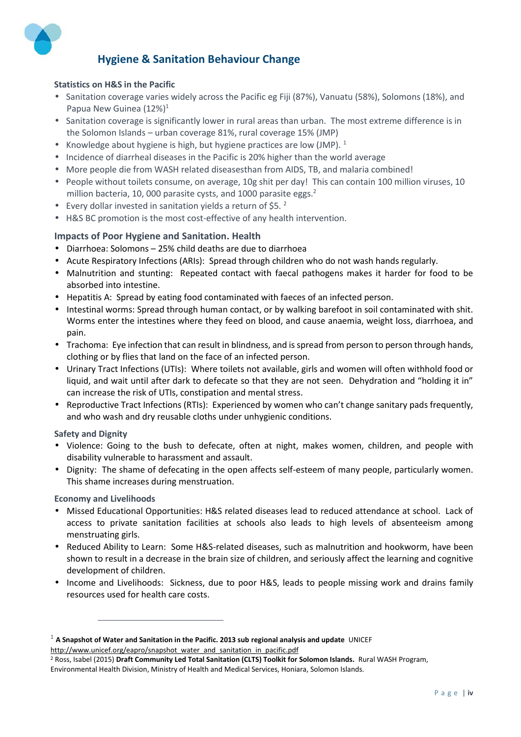# Hygiene & Sanitation Behaviour Change

### Statistics on H&S in the Pacific

- Sanitation coverage varies widely across the Pacific eg Fiji (87%), Vanuatu (58%), Solomons (18%), and Papua New Guinea (12%)[1]
- Sanitation coverage is significantly lower in rural areas than urban. The most extreme difference is in the Solomon Islands – urban coverage 81%, rural coverage 15% (JMP)
- Knowledge about hygiene is high, but hygiene practices are low (JMP). [1]
- Incidence of diarrheal diseases in the Pacific is 20% higher than the world average
- More people die from WASH related diseasesthan from AIDS, TB, and malaria combined!
- People without toilets consume, on average, 10g shit per day! This can contain 100 million viruses, 10 million bacteria, 10, 000 parasite cysts, and 1000 parasite eggs.[2]
- Every dollar invested in sanitation yields a return of $5. [2]
- H&S BC promotion is the most cost-effective of any health intervention.

### Impacts of Poor Hygiene and Sanitation. Health

- Diarrhoea: Solomons – 25% child deaths are due to diarrhoea
- Acute Respiratory Infections (ARIs): Spread through children who do not wash hands regularly.
- Malnutrition and stunting: Repeated contact with faecal pathogens makes it harder for food to be absorbed into intestine.
- Hepatitis A: Spread by eating food contaminated with faeces of an infected person.
- Intestinal worms: Spread through human contact, or by walking barefoot in soil contaminated with shit. Worms enter the intestines where they feed on blood, and cause anaemia, weight loss, diarrhoea, and pain.
- Trachoma: Eye infection that can result in blindness, and is spread from person to person through hands, clothing or by flies that land on the face of an infected person.
- Urinary Tract Infections (UTIs): Where toilets not available, girls and women will often withhold food or liquid, and wait until after dark to defecate so that they are not seen. Dehydration and "holding it in" can increase the risk of UTIs, constipation and mental stress.
- Reproductive Tract Infections (RTIs): Experienced by women who can't change sanitary pads frequently, and who wash and dry reusable cloths under unhygienic conditions.

### Safety and Dignity

- Violence: Going to the bush to defecate, often at night, makes women, children, and people with disability vulnerable to harassment and assault.
- Dignity: The shame of defecating in the open affects self-esteem of many people, particularly women. This shame increases during menstruation.

### Economy and Livelihoods

- Missed Educational Opportunities: H&S related diseases lead to reduced attendance at school. Lack of access to private sanitation facilities at schools also leads to high levels of absenteeism among menstruating girls.
- Reduced Ability to Learn: Some H&S-related diseases, such as malnutrition and hookworm, have been shown to result in a decrease in the brain size of children, and seriously affect the learning and cognitive development of children.
- Income and Livelihoods: Sickness, due to poor H&S, leads to people missing work and drains family resources used for health care costs.

---

[1] **A Snapshot of Water and Sanitation in the Pacific. 2013 sub regional analysis and update** UNICEF http://www.unicef.org/eapro/snapshot_water_and_sanitation_in_pacific.pdf

[2] Ross, Isabel (2015) **Draft Community Led Total Sanitation (CLTS) Toolkit for Solomon Islands.** Rural WASH Program, Environmental Health Division, Ministry of Health and Medical Services, Honiara, Solomon Islands.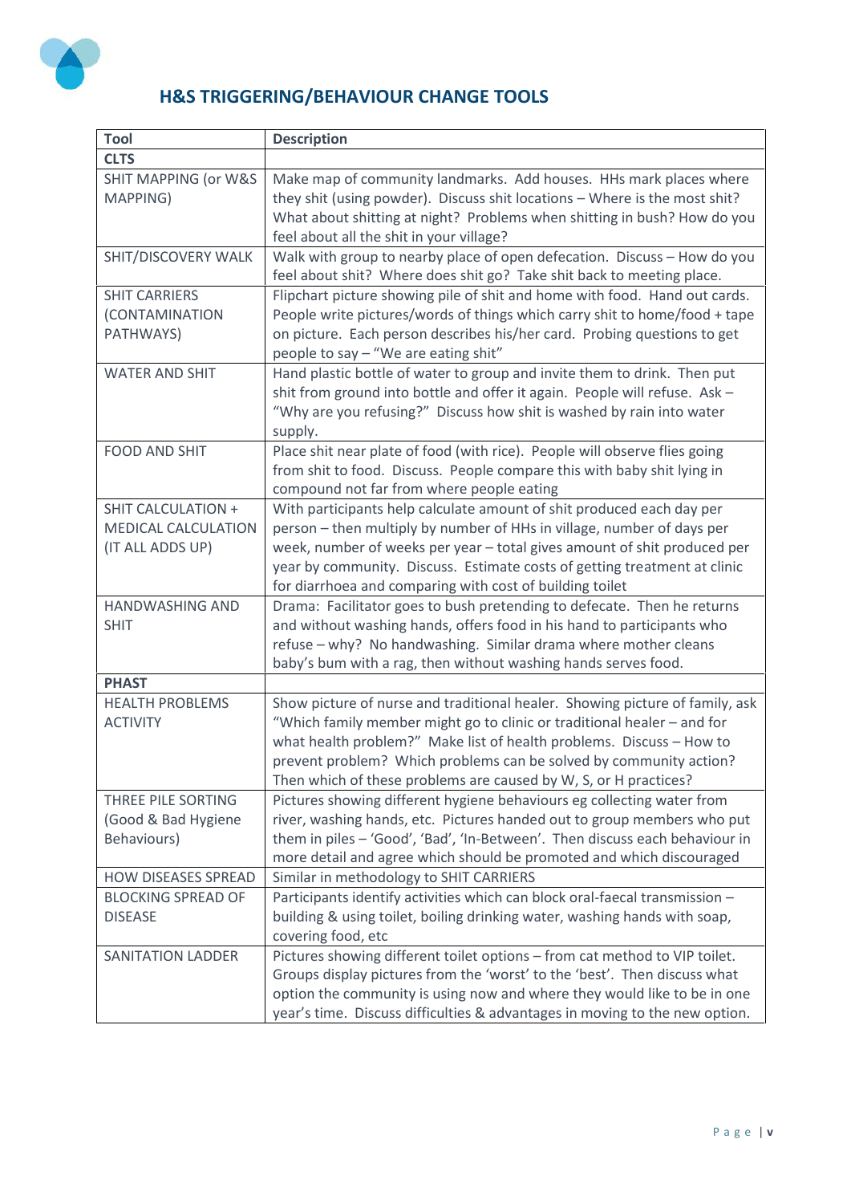## H&S TRIGGERING/BEHAVIOUR CHANGE TOOLS

| Tool | Description |
|---|---|
| **CLTS** | |
| SHIT MAPPING (or W&S MAPPING) | Make map of community landmarks. Add houses. HHs mark places where they shit (using powder). Discuss shit locations – Where is the most shit? What about shitting at night? Problems when shitting in bush? How do you feel about all the shit in your village? |
| SHIT/DISCOVERY WALK | Walk with group to nearby place of open defecation. Discuss – How do you feel about shit? Where does shit go? Take shit back to meeting place. |
| SHIT CARRIERS (CONTAMINATION PATHWAYS) | Flipchart picture showing pile of shit and home with food. Hand out cards. People write pictures/words of things which carry shit to home/food + tape on picture. Each person describes his/her card. Probing questions to get people to say – "We are eating shit" |
| WATER AND SHIT | Hand plastic bottle of water to group and invite them to drink. Then put shit from ground into bottle and offer it again. People will refuse. Ask – "Why are you refusing?" Discuss how shit is washed by rain into water supply. |
| FOOD AND SHIT | Place shit near plate of food (with rice). People will observe flies going from shit to food. Discuss. People compare this with baby shit lying in compound not far from where people eating |
| SHIT CALCULATION + MEDICAL CALCULATION (IT ALL ADDS UP) | With participants help calculate amount of shit produced each day per person – then multiply by number of HHs in village, number of days per week, number of weeks per year – total gives amount of shit produced per year by community. Discuss. Estimate costs of getting treatment at clinic for diarrhoea and comparing with cost of building toilet |
| HANDWASHING AND SHIT | Drama: Facilitator goes to bush pretending to defecate. Then he returns and without washing hands, offers food in his hand to participants who refuse – why? No handwashing. Similar drama where mother cleans baby's bum with a rag, then without washing hands serves food. |
| **PHAST** | |
| HEALTH PROBLEMS ACTIVITY | Show picture of nurse and traditional healer. Showing picture of family, ask "Which family member might go to clinic or traditional healer – and for what health problem?" Make list of health problems. Discuss – How to prevent problem? Which problems can be solved by community action? Then which of these problems are caused by W, S, or H practices? |
| THREE PILE SORTING (Good & Bad Hygiene Behaviours) | Pictures showing different hygiene behaviours eg collecting water from river, washing hands, etc. Pictures handed out to group members who put them in piles – 'Good', 'Bad', 'In-Between'. Then discuss each behaviour in more detail and agree which should be promoted and which discouraged |
| HOW DISEASES SPREAD | Similar in methodology to SHIT CARRIERS |
| BLOCKING SPREAD OF DISEASE | Participants identify activities which can block oral-faecal transmission – building & using toilet, boiling drinking water, washing hands with soap, covering food, etc |
| SANITATION LADDER | Pictures showing different toilet options – from cat method to VIP toilet. Groups display pictures from the 'worst' to the 'best'. Then discuss what option the community is using now and where they would like to be in one year's time. Discuss difficulties & advantages in moving to the new option. |